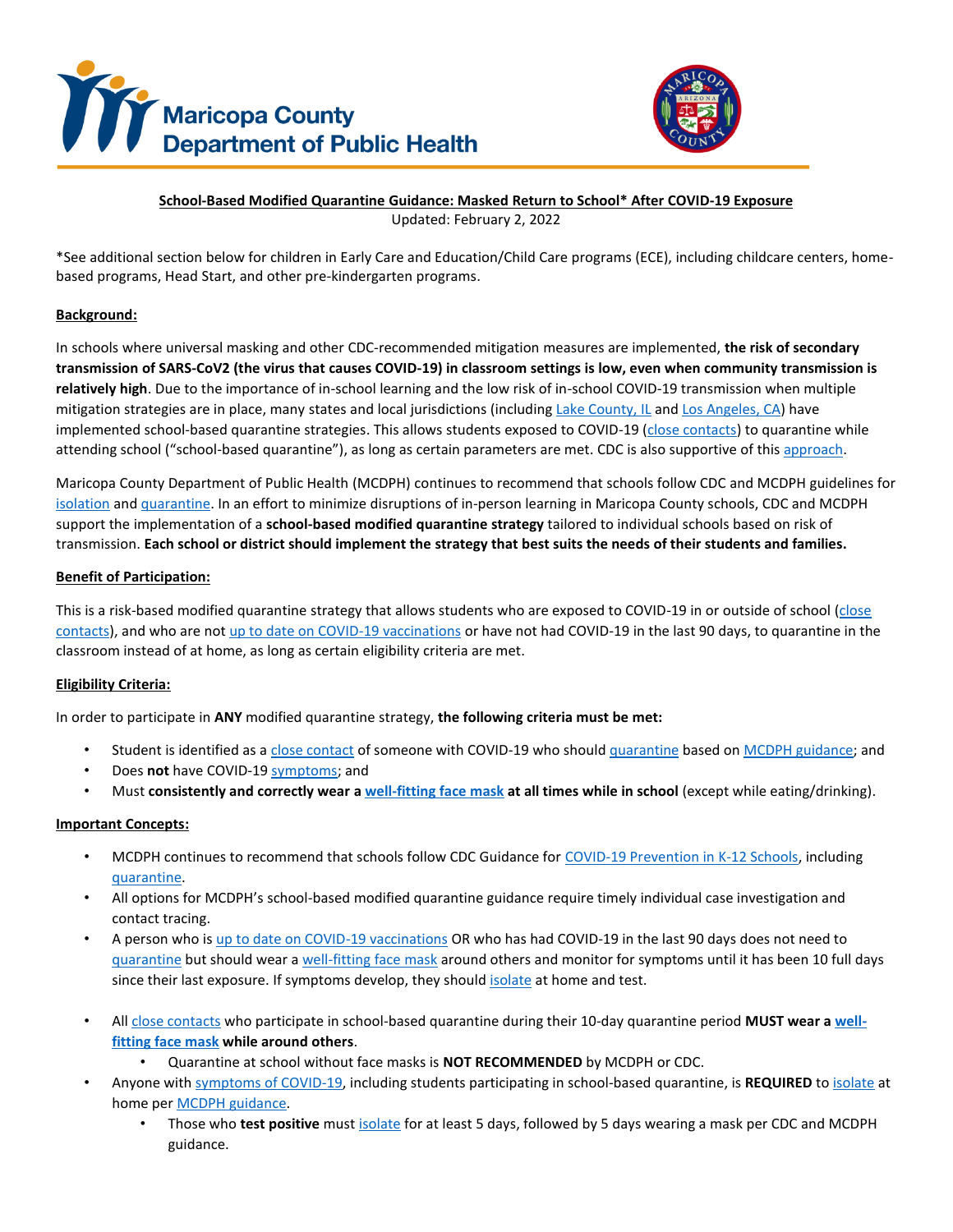Maricopa County Department of Public Health

**School-Based Modified Quarantine Guidance: Masked Return to School* After COVID-19 Exposure**

Updated: February 2, 2022

*See additional section below for children in Early Care and Education/Child Care programs (ECE), including childcare centers, home-based programs, Head Start, and other pre-kindergarten programs.

## Background:

In schools where universal masking and other CDC-recommended mitigation measures are implemented, **the risk of secondary transmission of SARS-CoV2 (the virus that causes COVID-19) in classroom settings is low, even when community transmission is relatively high**. Due to the importance of in-school learning and the low risk of in-school COVID-19 transmission when multiple mitigation strategies are in place, many states and local jurisdictions (including Lake County, IL and Los Angeles, CA) have implemented school-based quarantine strategies. This allows students exposed to COVID-19 (close contacts) to quarantine while attending school ("school-based quarantine"), as long as certain parameters are met. CDC is also supportive of this approach.

Maricopa County Department of Public Health (MCDPH) continues to recommend that schools follow CDC and MCDPH guidelines for isolation and quarantine. In an effort to minimize disruptions of in-person learning in Maricopa County schools, CDC and MCDPH support the implementation of a **school-based modified quarantine strategy** tailored to individual schools based on risk of transmission. **Each school or district should implement the strategy that best suits the needs of their students and families.**

## Benefit of Participation:

This is a risk-based modified quarantine strategy that allows students who are exposed to COVID-19 in or outside of school (close contacts), and who are not up to date on COVID-19 vaccinations or have not had COVID-19 in the last 90 days, to quarantine in the classroom instead of at home, as long as certain eligibility criteria are met.

## Eligibility Criteria:

In order to participate in **ANY** modified quarantine strategy, **the following criteria must be met:**

- Student is identified as a close contact of someone with COVID-19 who should quarantine based on MCDPH guidance; and
- Does **not** have COVID-19 symptoms; and
- Must **consistently and correctly wear a well-fitting face mask at all times while in school** (except while eating/drinking).

## Important Concepts:

- MCDPH continues to recommend that schools follow CDC Guidance for COVID-19 Prevention in K-12 Schools, including quarantine.
- All options for MCDPH's school-based modified quarantine guidance require timely individual case investigation and contact tracing.
- A person who is up to date on COVID-19 vaccinations OR who has had COVID-19 in the last 90 days does not need to quarantine but should wear a well-fitting face mask around others and monitor for symptoms until it has been 10 full days since their last exposure. If symptoms develop, they should isolate at home and test.
- All close contacts who participate in school-based quarantine during their 10-day quarantine period **MUST wear a well-fitting face mask while around others**.
  - Quarantine at school without face masks is **NOT RECOMMENDED** by MCDPH or CDC.
- Anyone with symptoms of COVID-19, including students participating in school-based quarantine, is **REQUIRED** to isolate at home per MCDPH guidance.
  - Those who **test positive** must isolate for at least 5 days, followed by 5 days wearing a mask per CDC and MCDPH guidance.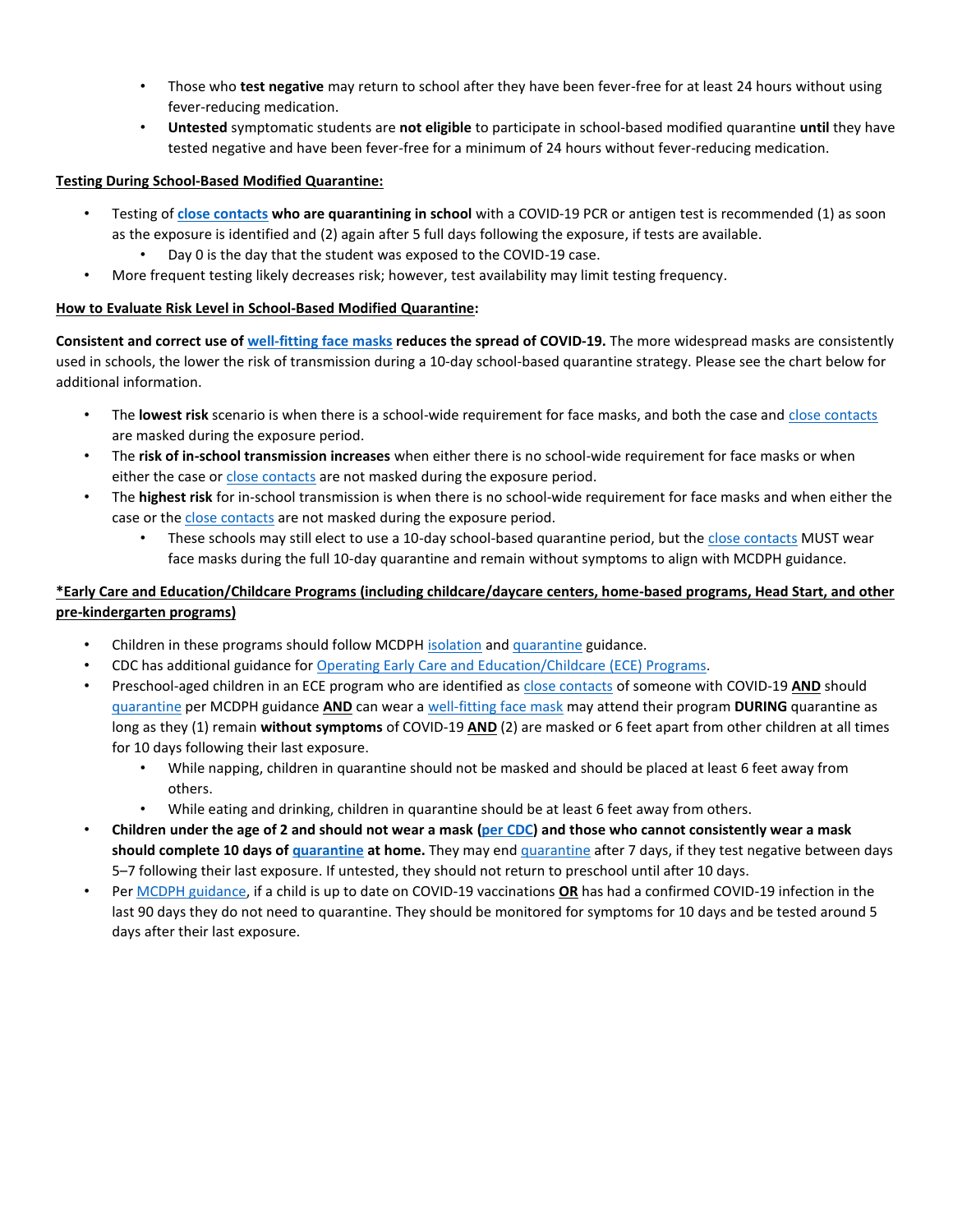- Those who **test negative** may return to school after they have been fever-free for at least 24 hours without using fever-reducing medication.
- **Untested** symptomatic students are **not eligible** to participate in school-based modified quarantine **until** they have tested negative and have been fever-free for a minimum of 24 hours without fever-reducing medication.

**<u>Testing During School-Based Modified Quarantine:</u>**

- Testing of **close contacts who are quarantining in school** with a COVID-19 PCR or antigen test is recommended (1) as soon as the exposure is identified and (2) again after 5 full days following the exposure, if tests are available.
  - Day 0 is the day that the student was exposed to the COVID-19 case.
- More frequent testing likely decreases risk; however, test availability may limit testing frequency.

**<u>How to Evaluate Risk Level in School-Based Modified Quarantine</u>:**

**Consistent and correct use of well-fitting face masks reduces the spread of COVID-19.** The more widespread masks are consistently used in schools, the lower the risk of transmission during a 10-day school-based quarantine strategy. Please see the chart below for additional information.

- The **lowest risk** scenario is when there is a school-wide requirement for face masks, and both the case and close contacts are masked during the exposure period.
- The **risk of in-school transmission increases** when either there is no school-wide requirement for face masks or when either the case or close contacts are not masked during the exposure period.
- The **highest risk** for in-school transmission is when there is no school-wide requirement for face masks and when either the case or the close contacts are not masked during the exposure period.
  - These schools may still elect to use a 10-day school-based quarantine period, but the close contacts MUST wear face masks during the full 10-day quarantine and remain without symptoms to align with MCDPH guidance.

**<u>*Early Care and Education/Childcare Programs (including childcare/daycare centers, home-based programs, Head Start, and other pre-kindergarten programs)</u>**

- Children in these programs should follow MCDPH isolation and quarantine guidance.
- CDC has additional guidance for Operating Early Care and Education/Childcare (ECE) Programs.
- Preschool-aged children in an ECE program who are identified as close contacts of someone with COVID-19 **<u>AND</u>** should quarantine per MCDPH guidance **<u>AND</u>** can wear a well-fitting face mask may attend their program **DURING** quarantine as long as they (1) remain **without symptoms** of COVID-19 **<u>AND</u>** (2) are masked or 6 feet apart from other children at all times for 10 days following their last exposure.
  - While napping, children in quarantine should not be masked and should be placed at least 6 feet away from others.
  - While eating and drinking, children in quarantine should be at least 6 feet away from others.
- **Children under the age of 2 and should not wear a mask (per CDC) and those who cannot consistently wear a mask should complete 10 days of quarantine at home.** They may end quarantine after 7 days, if they test negative between days 5–7 following their last exposure. If untested, they should not return to preschool until after 10 days.
- Per MCDPH guidance, if a child is up to date on COVID-19 vaccinations **<u>OR</u>** has had a confirmed COVID-19 infection in the last 90 days they do not need to quarantine. They should be monitored for symptoms for 10 days and be tested around 5 days after their last exposure.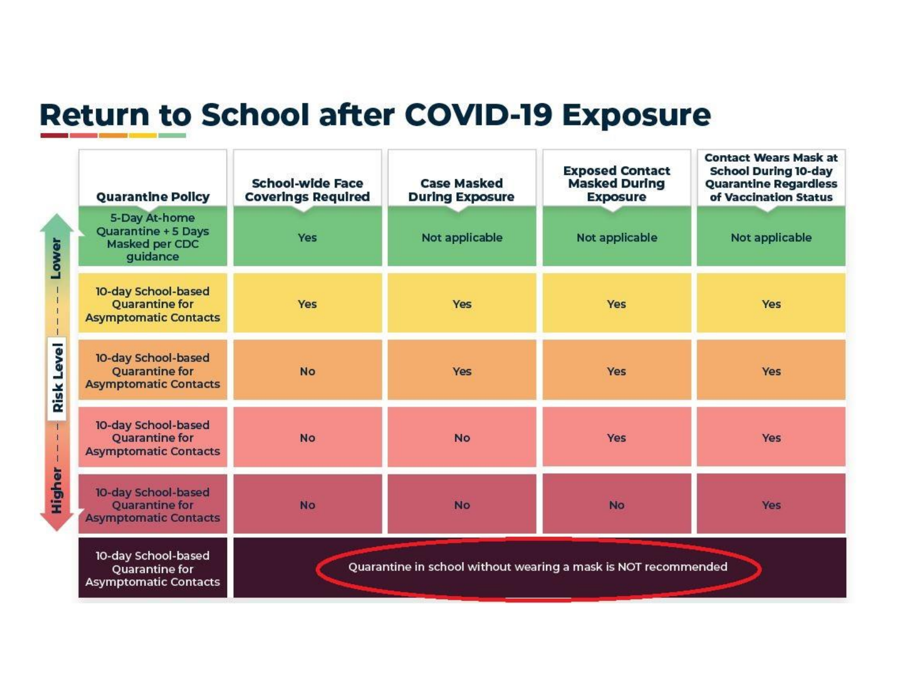# Return to School after COVID-19 Exposure

| Risk Level | Quarantine Policy | School-wide Face Coverings Required | Case Masked During Exposure | Exposed Contact Masked During Exposure | Contact Wears Mask at School During 10-day Quarantine Regardless of Vaccination Status |
|---|---|---|---|---|---|
| Lower | 5-Day At-home Quarantine + 5 Days Masked per CDC guidance | Yes | Not applicable | Not applicable | Not applicable |
| | 10-day School-based Quarantine for Asymptomatic Contacts | Yes | Yes | Yes | Yes |
| | 10-day School-based Quarantine for Asymptomatic Contacts | No | Yes | Yes | Yes |
| | 10-day School-based Quarantine for Asymptomatic Contacts | No | No | Yes | Yes |
| Higher | 10-day School-based Quarantine for Asymptomatic Contacts | No | No | No | Yes |
| | 10-day School-based Quarantine for Asymptomatic Contacts | Quarantine in school without wearing a mask is NOT recommended | | | |